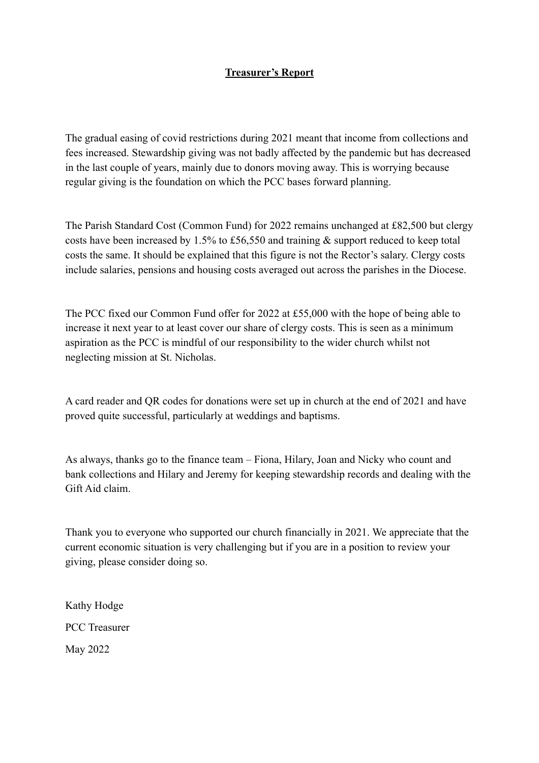# Treasurer's Report

The gradual easing of covid restrictions during 2021 meant that income from collections and fees increased. Stewardship giving was not badly affected by the pandemic but has decreased in the last couple of years, mainly due to donors moving away. This is worrying because regular giving is the foundation on which the PCC bases forward planning.

The Parish Standard Cost (Common Fund) for 2022 remains unchanged at £82,500 but clergy costs have been increased by 1.5% to £56,550 and training & support reduced to keep total costs the same. It should be explained that this figure is not the Rector's salary. Clergy costs include salaries, pensions and housing costs averaged out across the parishes in the Diocese.

The PCC fixed our Common Fund offer for 2022 at £55,000 with the hope of being able to increase it next year to at least cover our share of clergy costs. This is seen as a minimum aspiration as the PCC is mindful of our responsibility to the wider church whilst not neglecting mission at St. Nicholas.

A card reader and QR codes for donations were set up in church at the end of 2021 and have proved quite successful, particularly at weddings and baptisms.

As always, thanks go to the finance team – Fiona, Hilary, Joan and Nicky who count and bank collections and Hilary and Jeremy for keeping stewardship records and dealing with the Gift Aid claim.

Thank you to everyone who supported our church financially in 2021. We appreciate that the current economic situation is very challenging but if you are in a position to review your giving, please consider doing so.

Kathy Hodge

PCC Treasurer

May 2022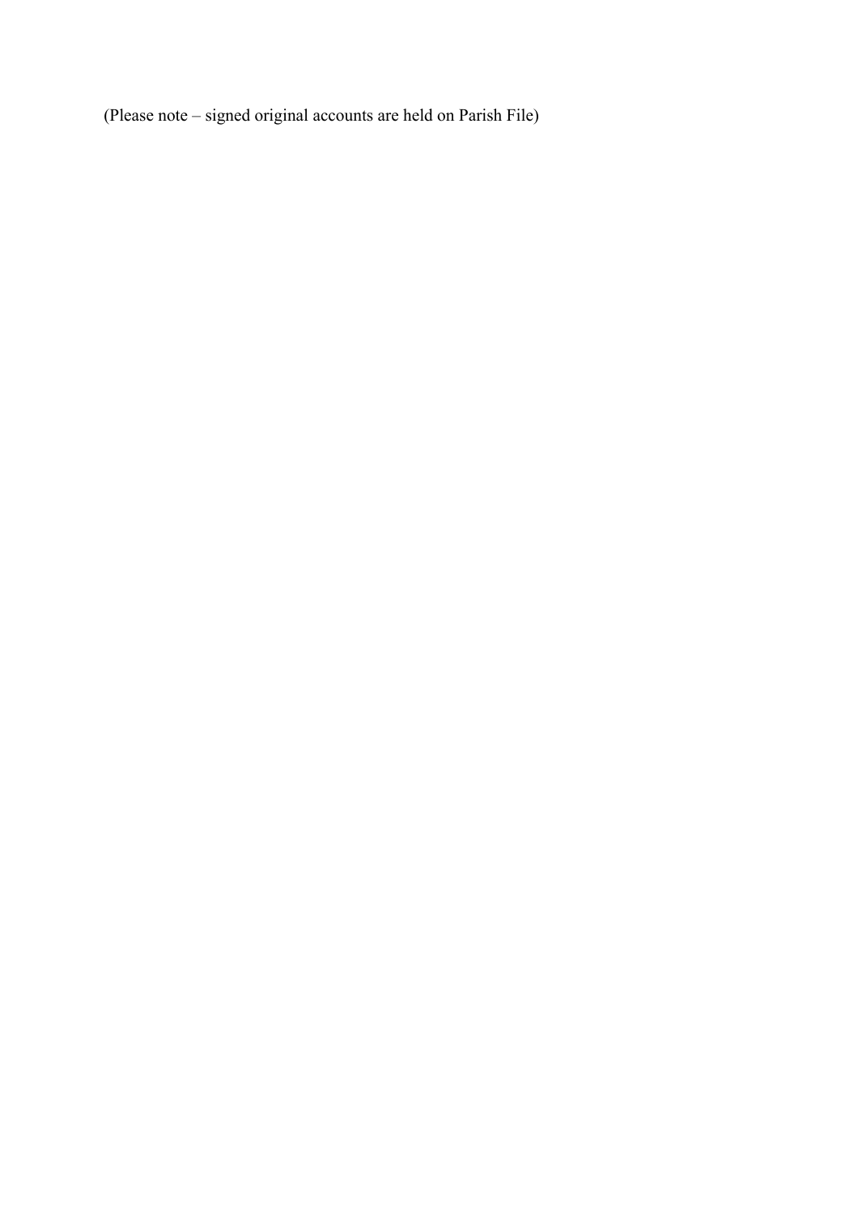(Please note – signed original accounts are held on Parish File)